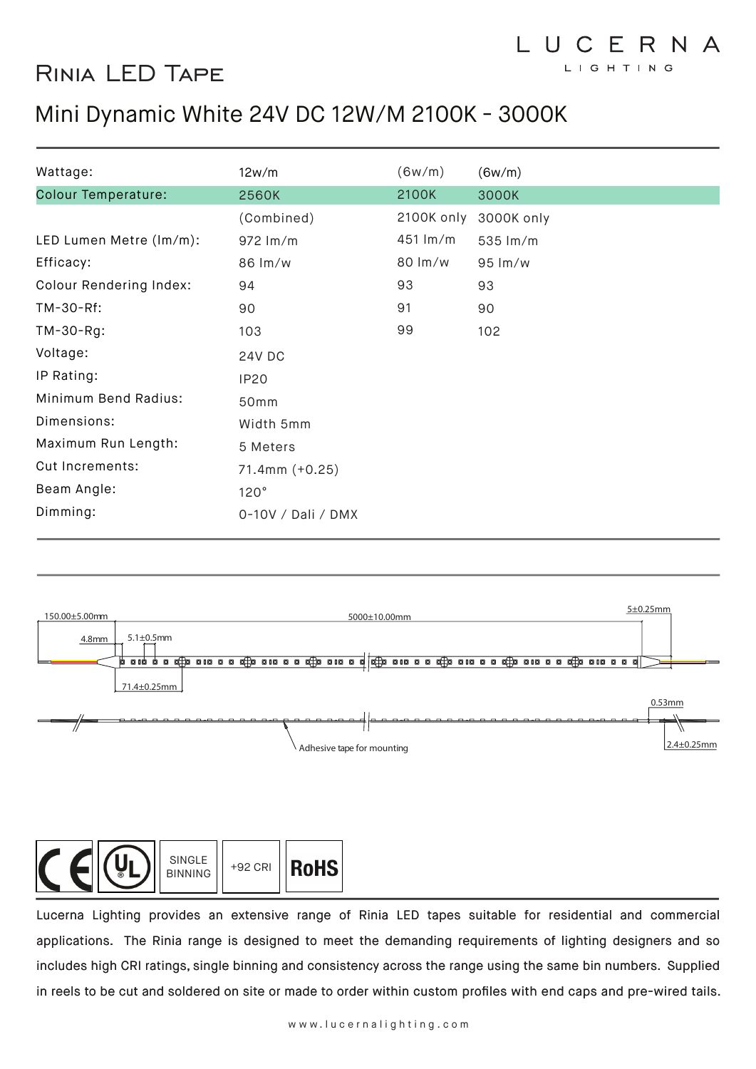LUCERNA LIGHTING

# Rinia LED Tape

## Mini Dynamic White 24V DC 12W/M 2100K - 3000K

| | | | |
|---|---|---|---|
| Wattage: | 12w/m | (6w/m) | (6w/m) |
| Colour Temperature: | 2560K | 2100K | 3000K |
| | (Combined) | 2100K only | 3000K only |
| LED Lumen Metre (lm/m): | 972 lm/m | 451 lm/m | 535 lm/m |
| Efficacy: | 86 lm/w | 80 lm/w | 95 lm/w |
| Colour Rendering Index: | 94 | 93 | 93 |
| TM-30-Rf: | 90 | 91 | 90 |
| TM-30-Rg: | 103 | 99 | 102 |
| Voltage: | 24V DC | | |
| IP Rating: | IP20 | | |
| Minimum Bend Radius: | 50mm | | |
| Dimensions: | Width 5mm | | |
| Maximum Run Length: | 5 Meters | | |
| Cut Increments: | 71.4mm (+0.25) | | |
| Beam Angle: | 120° | | |
| Dimming: | 0-10V / Dali / DMX | | |

150.00±5.00mm | 5000±10.00mm | 5±0.25mm | 4.8mm | 5.1±0.5mm | 71.4±0.25mm | 0.53mm | Adhesive tape for mounting | 2.4±0.25mm

CE | UL | SINGLE BINNING | +92 CRI | RoHS

Lucerna Lighting provides an extensive range of Rinia LED tapes suitable for residential and commercial applications. The Rinia range is designed to meet the demanding requirements of lighting designers and so includes high CRI ratings, single binning and consistency across the range using the same bin numbers. Supplied in reels to be cut and soldered on site or made to order within custom profiles with end caps and pre-wired tails.

www.lucernalighting.com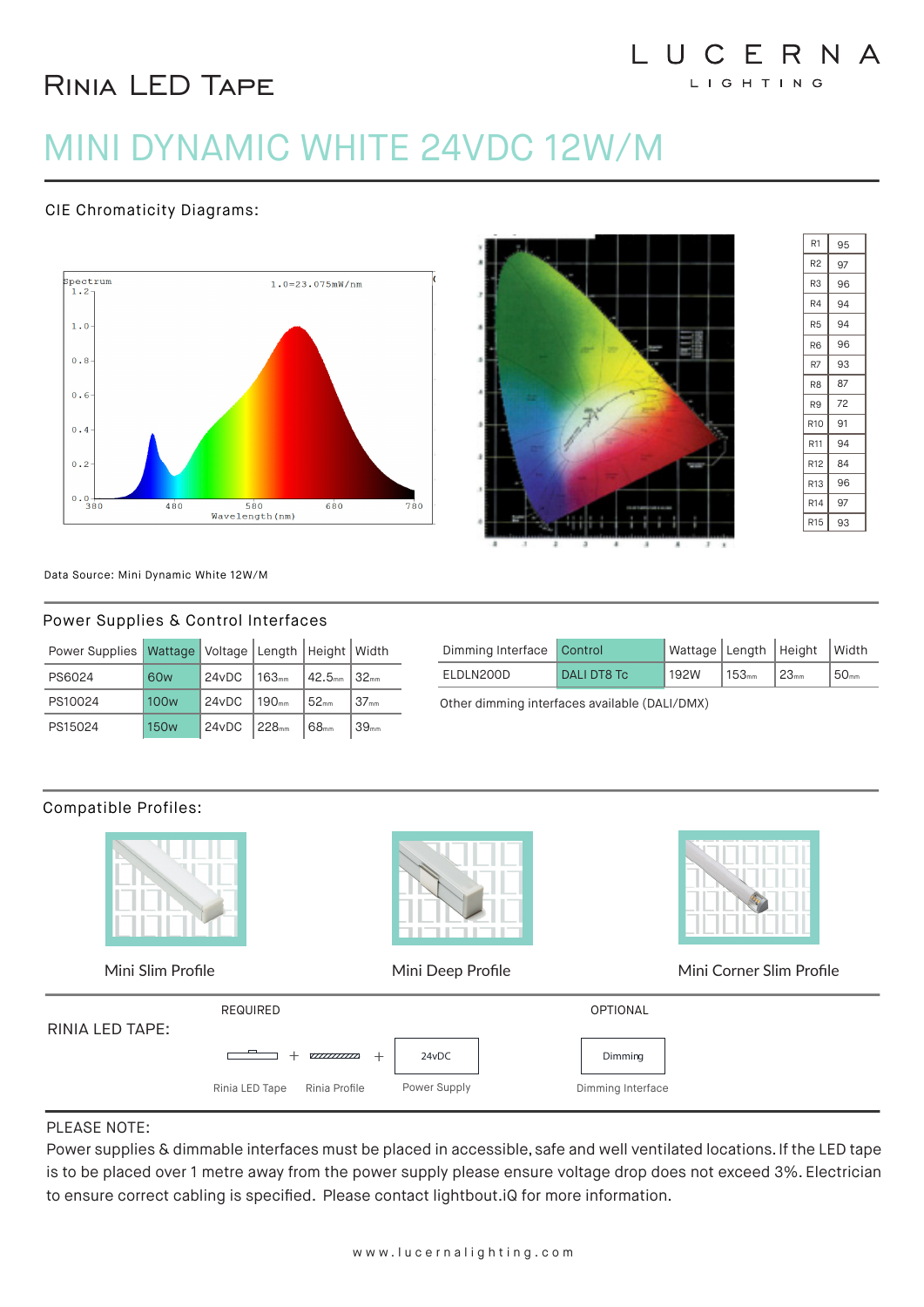# Rinia LED Tape

LUCERNA LIGHTING

## MINI DYNAMIC WHITE 24VDC 12W/M

CIE Chromaticity Diagrams:

Spectrum
1.0=23.075mW/nm
1.2
1.0
0.8
0.6
0.4
0.2
0.0
380
480
580
680
780
Wavelength(nm)

| | |
|---|---|
| R1 | 95 |
| R2 | 97 |
| R3 | 96 |
| R4 | 94 |
| R5 | 94 |
| R6 | 96 |
| R7 | 93 |
| R8 | 87 |
| R9 | 72 |
| R10 | 91 |
| R11 | 94 |
| R12 | 84 |
| R13 | 96 |
| R14 | 97 |
| R15 | 93 |

Data Source: Mini Dynamic White 12W/M

### Power Supplies & Control Interfaces

| Power Supplies | Wattage | Voltage | Length | Height | Width |
|---|---|---|---|---|---|
| PS6024 | 60w | 24vDC | 163mm | 42.5mm | 32mm |
| PS10024 | 100w | 24vDC | 190mm | 52mm | 37mm |
| PS15024 | 150w | 24vDC | 228mm | 68mm | 39mm |

| Dimming Interface | Control | Wattage | Length | Height | Width |
|---|---|---|---|---|---|
| ELDLN200D | DALI DT8 Tc | 192W | 153mm | 23mm | 50mm |

Other dimming interfaces available (DALI/DMX)

### Compatible Profiles:

Mini Slim Profile

Mini Deep Profile

Mini Corner Slim Profile

RINIA LED TAPE:

REQUIRED

Rinia LED Tape + Rinia Profile + 24vDC Power Supply

OPTIONAL

Dimming Dimming Interface

PLEASE NOTE:

Power supplies & dimmable interfaces must be placed in accessible, safe and well ventilated locations. If the LED tape is to be placed over 1 metre away from the power supply please ensure voltage drop does not exceed 3%. Electrician to ensure correct cabling is specified. Please contact lightbout.iQ for more information.

www.lucernalighting.com